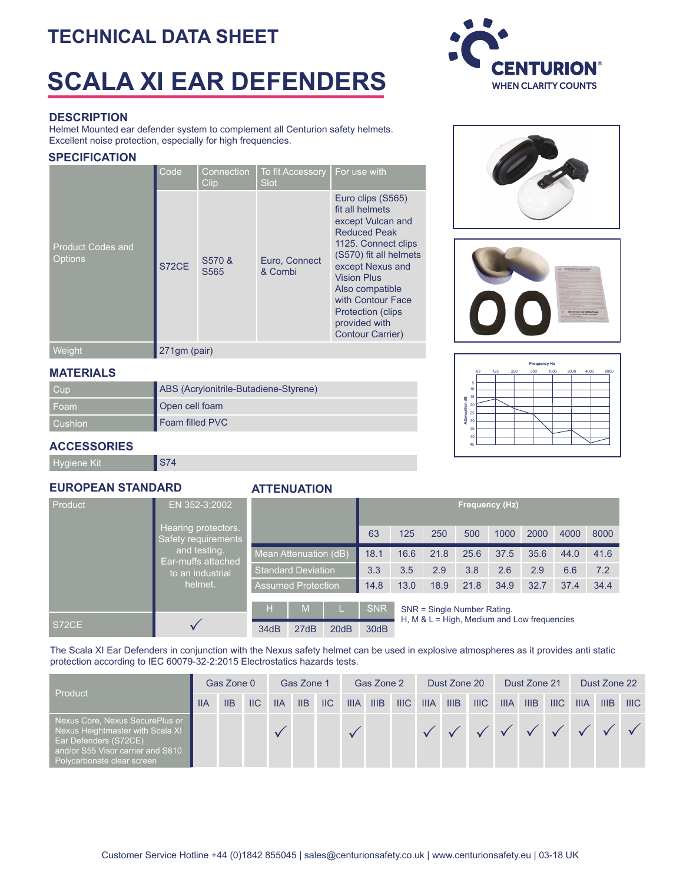# TECHNICAL DATA SHEET

# SCALA XI EAR DEFENDERS

CENTURION®
WHEN CLARITY COUNTS

## DESCRIPTION

Helmet Mounted ear defender system to complement all Centurion safety helmets.
Excellent noise protection, especially for high frequencies.

## SPECIFICATION

| | Code | Connection Clip | To fit Accessory Slot | For use with |
|---|---|---|---|---|
| Product Codes and Options | S72CE | S570 & S565 | Euro, Connect & Combi | Euro clips (S565) fit all helmets except Vulcan and Reduced Peak 1125. Connect clips (S570) fit all helmets except Nexus and Vision Plus. Also compatible with Contour Face Protection (clips provided with Contour Carrier) |
| Weight | 271gm (pair) | | | |

## MATERIALS

| | |
|---|---|
| Cup | ABS (Acrylonitrile-Butadiene-Styrene) |
| Foam | Open cell foam |
| Cushion | Foam filled PVC |

## ACCESSORIES

| | |
|---|---|
| Hygiene Kit | S74 |

## EUROPEAN STANDARD

| Product | EN 352-3:2002 Hearing protectors. Safety requirements and testing. Ear-muffs attached to an industrial helmet. |
|---|---|
| S72CE | ✓ |

## ATTENUATION

| | Frequency (Hz) | | | | | | | |
|---|---|---|---|---|---|---|---|---|
| | 63 | 125 | 250 | 500 | 1000 | 2000 | 4000 | 8000 |
| Mean Attenuation (dB) | 18.1 | 16.6 | 21.8 | 25.6 | 37.5 | 35.6 | 44.0 | 41.6 |
| Standard Deviation | 3.3 | 3.5 | 2.9 | 3.8 | 2.6 | 2.9 | 6.6 | 7.2 |
| Assumed Protection | 14.8 | 13.0 | 18.9 | 21.8 | 34.9 | 32.7 | 37.4 | 34.4 |

| H | M | L | SNR |
|---|---|---|---|
| 34dB | 27dB | 20dB | 30dB |

SNR = Single Number Rating.
H, M & L = High, Medium and Low frequencies

The Scala XI Ear Defenders in conjunction with the Nexus safety helmet can be used in explosive atmospheres as it provides anti static protection according to IEC 60079-32-2:2015 Electrostatics hazards tests.

| Product | Gas Zone 0 | | | Gas Zone 1 | | | Gas Zone 2 | | | Dust Zone 20 | | | Dust Zone 21 | | | Dust Zone 22 | | |
|---|---|---|---|---|---|---|---|---|---|---|---|---|---|---|---|---|---|---|
| | IIA | IIB | IIC | IIA | IIB | IIC | IIIA | IIIB | IIIC | IIIA | IIIB | IIIC | IIIA | IIIB | IIIC | IIIA | IIIB | IIIC |
| Nexus Core, Nexus SecurePlus or Nexus Heightmaster with Scala XI Ear Defenders (S72CE) and/or S55 Visor carrier and S810 Polycarbonate clear screen | | | | ✓ | | | ✓ | | | ✓ | ✓ | ✓ | ✓ | ✓ | ✓ | ✓ | ✓ | ✓ |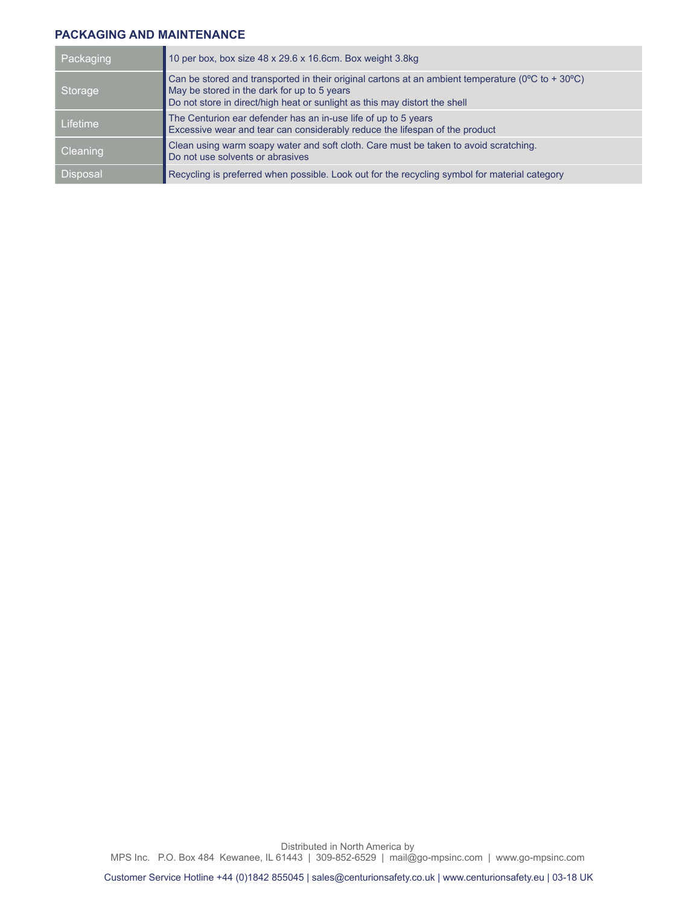## PACKAGING AND MAINTENANCE

| | |
|---|---|
| Packaging | 10 per box, box size 48 x 29.6 x 16.6cm. Box weight 3.8kg |
| Storage | Can be stored and transported in their original cartons at an ambient temperature (0ºC to + 30ºC)<br>May be stored in the dark for up to 5 years<br>Do not store in direct/high heat or sunlight as this may distort the shell |
| Lifetime | The Centurion ear defender has an in-use life of up to 5 years<br>Excessive wear and tear can considerably reduce the lifespan of the product |
| Cleaning | Clean using warm soapy water and soft cloth. Care must be taken to avoid scratching.<br>Do not use solvents or abrasives |
| Disposal | Recycling is preferred when possible. Look out for the recycling symbol for material category |

Distributed in North America by
MPS Inc. P.O. Box 484 Kewanee, IL 61443 | 309-852-6529 | mail@go-mpsinc.com | www.go-mpsinc.com

Customer Service Hotline +44 (0)1842 855045 | sales@centurionsafety.co.uk | www.centurionsafety.eu | 03-18 UK